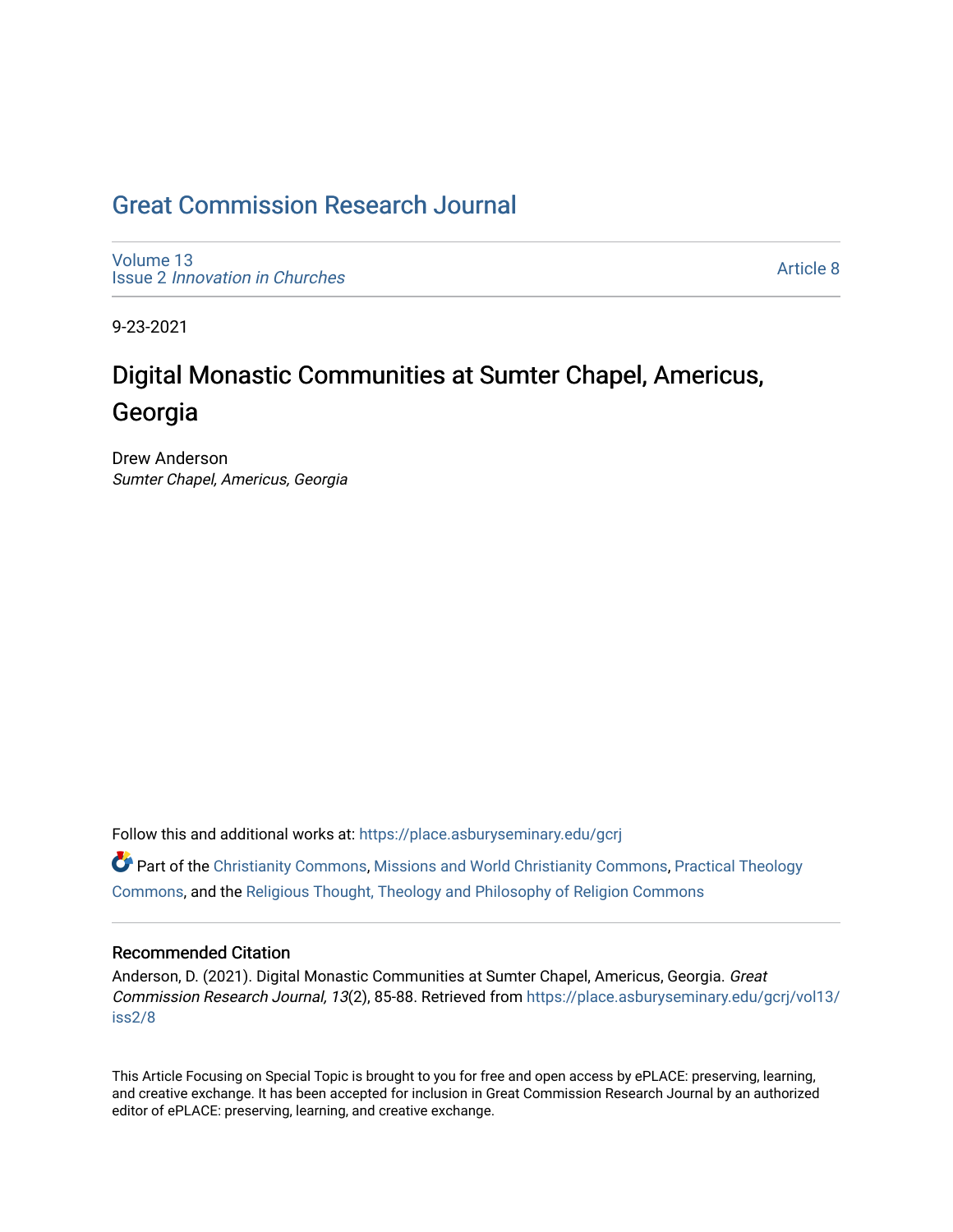# Great Commission Research Journal

Volume 13
Issue 2 *Innovation in Churches*

Article 8

9-23-2021

## Digital Monastic Communities at Sumter Chapel, Americus, Georgia

Drew Anderson
*Sumter Chapel, Americus, Georgia*

Follow this and additional works at: https://place.asburyseminary.edu/gcrj

Part of the Christianity Commons, Missions and World Christianity Commons, Practical Theology Commons, and the Religious Thought, Theology and Philosophy of Religion Commons

### Recommended Citation

Anderson, D. (2021). Digital Monastic Communities at Sumter Chapel, Americus, Georgia. *Great Commission Research Journal, 13*(2), 85-88. Retrieved from https://place.asburyseminary.edu/gcrj/vol13/iss2/8

This Article Focusing on Special Topic is brought to you for free and open access by ePLACE: preserving, learning, and creative exchange. It has been accepted for inclusion in Great Commission Research Journal by an authorized editor of ePLACE: preserving, learning, and creative exchange.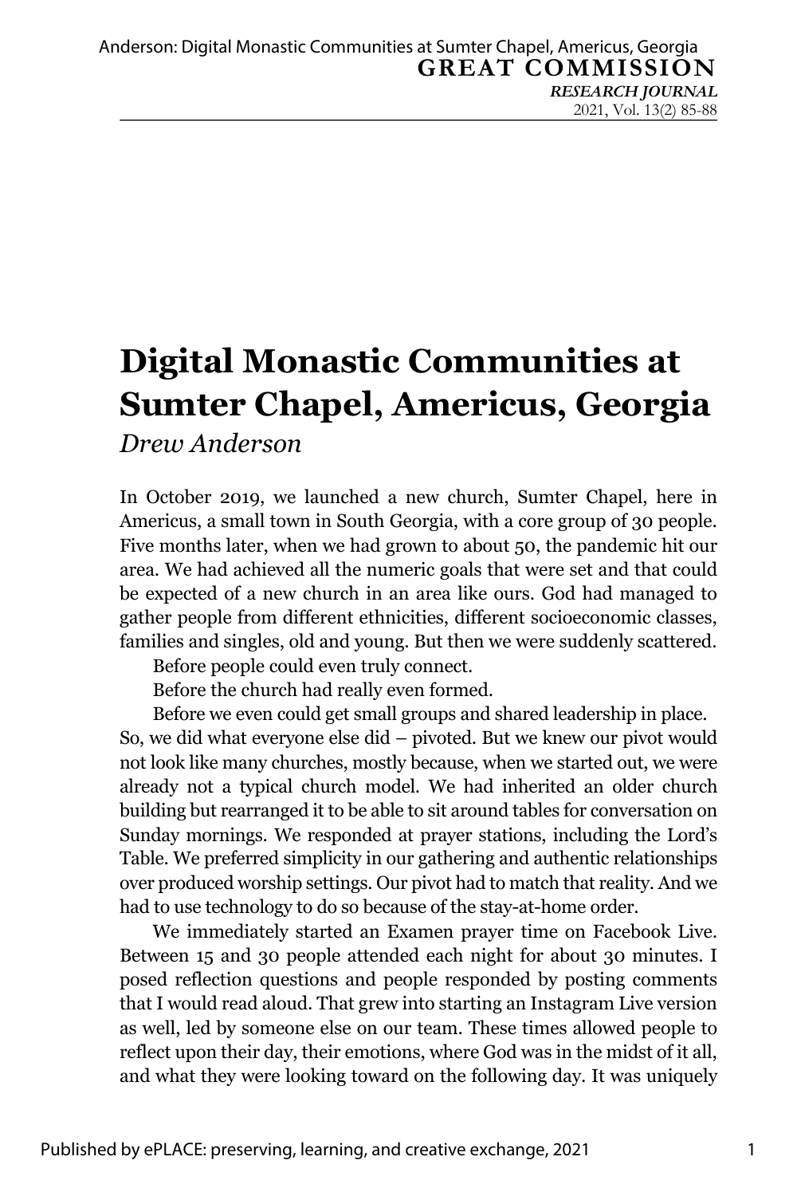# Digital Monastic Communities at Sumter Chapel, Americus, Georgia

*Drew Anderson*

In October 2019, we launched a new church, Sumter Chapel, here in Americus, a small town in South Georgia, with a core group of 30 people. Five months later, when we had grown to about 50, the pandemic hit our area. We had achieved all the numeric goals that were set and that could be expected of a new church in an area like ours. God had managed to gather people from different ethnicities, different socioeconomic classes, families and singles, old and young. But then we were suddenly scattered.

Before people could even truly connect.

Before the church had really even formed.

Before we even could get small groups and shared leadership in place.

So, we did what everyone else did – pivoted. But we knew our pivot would not look like many churches, mostly because, when we started out, we were already not a typical church model. We had inherited an older church building but rearranged it to be able to sit around tables for conversation on Sunday mornings. We responded at prayer stations, including the Lord's Table. We preferred simplicity in our gathering and authentic relationships over produced worship settings. Our pivot had to match that reality. And we had to use technology to do so because of the stay-at-home order.

We immediately started an Examen prayer time on Facebook Live. Between 15 and 30 people attended each night for about 30 minutes. I posed reflection questions and people responded by posting comments that I would read aloud. That grew into starting an Instagram Live version as well, led by someone else on our team. These times allowed people to reflect upon their day, their emotions, where God was in the midst of it all, and what they were looking toward on the following day. It was uniquely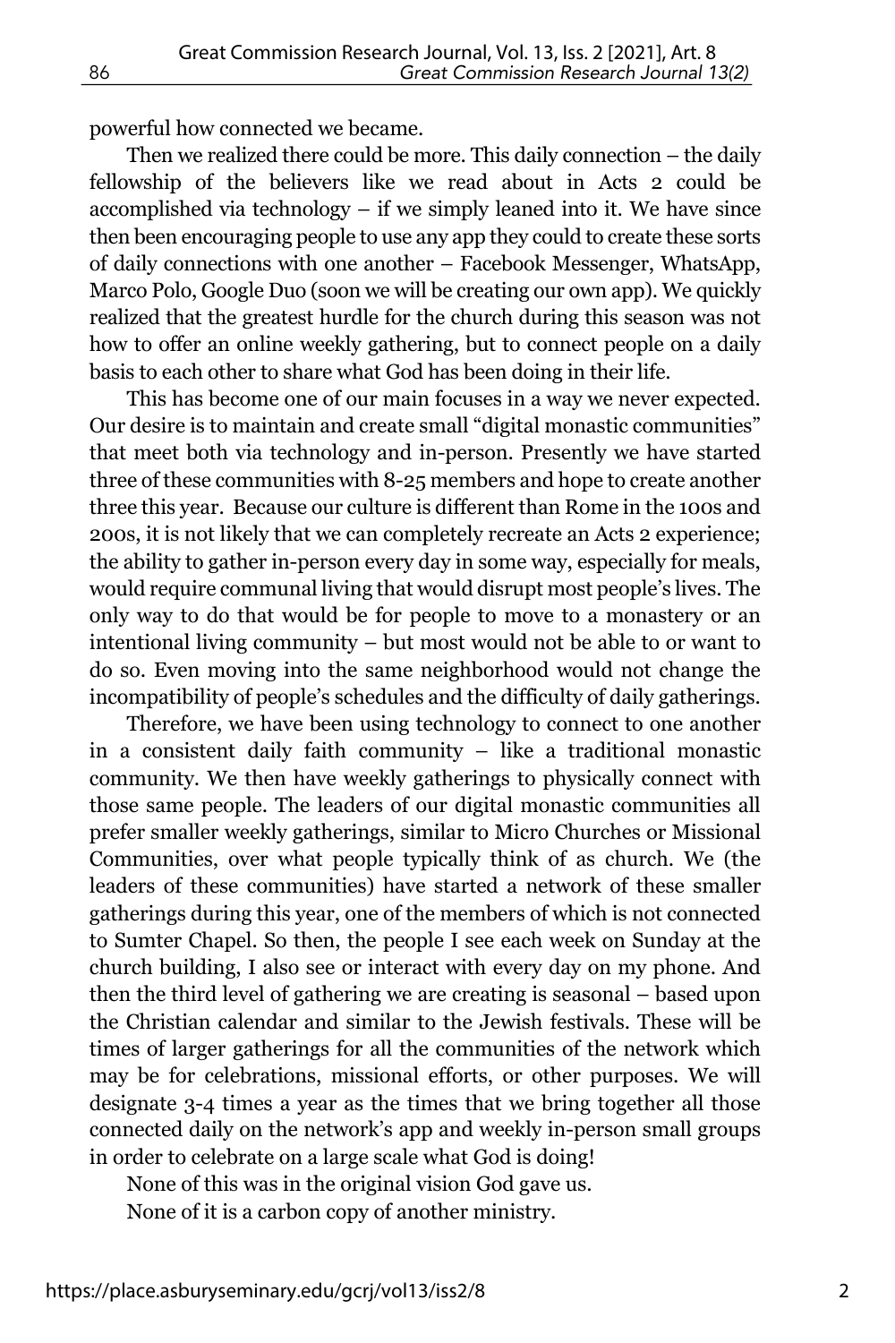powerful how connected we became.

Then we realized there could be more. This daily connection – the daily fellowship of the believers like we read about in Acts 2 could be accomplished via technology – if we simply leaned into it. We have since then been encouraging people to use any app they could to create these sorts of daily connections with one another – Facebook Messenger, WhatsApp, Marco Polo, Google Duo (soon we will be creating our own app). We quickly realized that the greatest hurdle for the church during this season was not how to offer an online weekly gathering, but to connect people on a daily basis to each other to share what God has been doing in their life.

This has become one of our main focuses in a way we never expected. Our desire is to maintain and create small "digital monastic communities" that meet both via technology and in-person. Presently we have started three of these communities with 8-25 members and hope to create another three this year. Because our culture is different than Rome in the 100s and 200s, it is not likely that we can completely recreate an Acts 2 experience; the ability to gather in-person every day in some way, especially for meals, would require communal living that would disrupt most people's lives. The only way to do that would be for people to move to a monastery or an intentional living community – but most would not be able to or want to do so. Even moving into the same neighborhood would not change the incompatibility of people's schedules and the difficulty of daily gatherings.

Therefore, we have been using technology to connect to one another in a consistent daily faith community – like a traditional monastic community. We then have weekly gatherings to physically connect with those same people. The leaders of our digital monastic communities all prefer smaller weekly gatherings, similar to Micro Churches or Missional Communities, over what people typically think of as church. We (the leaders of these communities) have started a network of these smaller gatherings during this year, one of the members of which is not connected to Sumter Chapel. So then, the people I see each week on Sunday at the church building, I also see or interact with every day on my phone. And then the third level of gathering we are creating is seasonal – based upon the Christian calendar and similar to the Jewish festivals. These will be times of larger gatherings for all the communities of the network which may be for celebrations, missional efforts, or other purposes. We will designate 3-4 times a year as the times that we bring together all those connected daily on the network's app and weekly in-person small groups in order to celebrate on a large scale what God is doing!

None of this was in the original vision God gave us.

None of it is a carbon copy of another ministry.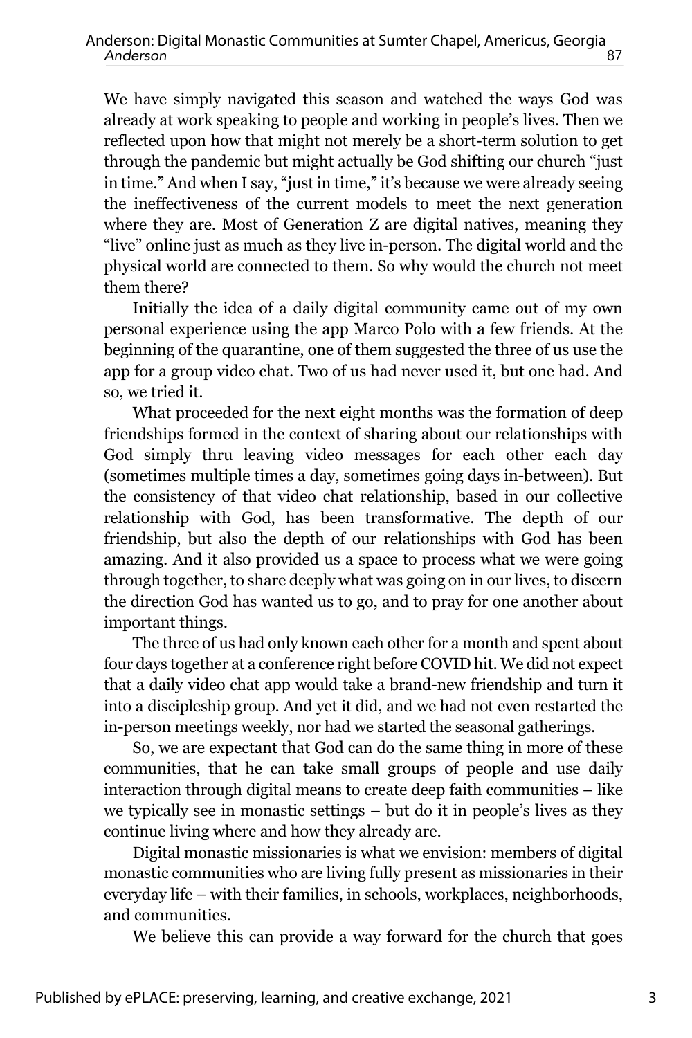We have simply navigated this season and watched the ways God was already at work speaking to people and working in people's lives. Then we reflected upon how that might not merely be a short-term solution to get through the pandemic but might actually be God shifting our church "just in time." And when I say, "just in time," it's because we were already seeing the ineffectiveness of the current models to meet the next generation where they are. Most of Generation Z are digital natives, meaning they "live" online just as much as they live in-person. The digital world and the physical world are connected to them. So why would the church not meet them there?

Initially the idea of a daily digital community came out of my own personal experience using the app Marco Polo with a few friends. At the beginning of the quarantine, one of them suggested the three of us use the app for a group video chat. Two of us had never used it, but one had. And so, we tried it.

What proceeded for the next eight months was the formation of deep friendships formed in the context of sharing about our relationships with God simply thru leaving video messages for each other each day (sometimes multiple times a day, sometimes going days in-between). But the consistency of that video chat relationship, based in our collective relationship with God, has been transformative. The depth of our friendship, but also the depth of our relationships with God has been amazing. And it also provided us a space to process what we were going through together, to share deeply what was going on in our lives, to discern the direction God has wanted us to go, and to pray for one another about important things.

The three of us had only known each other for a month and spent about four days together at a conference right before COVID hit. We did not expect that a daily video chat app would take a brand-new friendship and turn it into a discipleship group. And yet it did, and we had not even restarted the in-person meetings weekly, nor had we started the seasonal gatherings.

So, we are expectant that God can do the same thing in more of these communities, that he can take small groups of people and use daily interaction through digital means to create deep faith communities – like we typically see in monastic settings – but do it in people's lives as they continue living where and how they already are.

Digital monastic missionaries is what we envision: members of digital monastic communities who are living fully present as missionaries in their everyday life – with their families, in schools, workplaces, neighborhoods, and communities.

We believe this can provide a way forward for the church that goes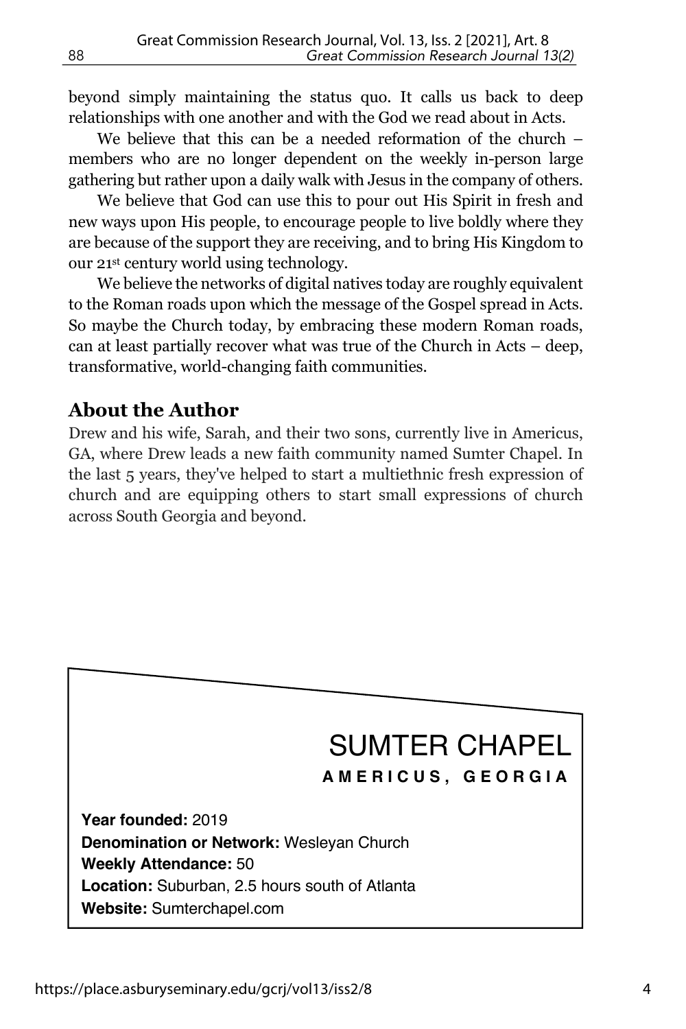beyond simply maintaining the status quo. It calls us back to deep relationships with one another and with the God we read about in Acts.

We believe that this can be a needed reformation of the church – members who are no longer dependent on the weekly in-person large gathering but rather upon a daily walk with Jesus in the company of others.

We believe that God can use this to pour out His Spirit in fresh and new ways upon His people, to encourage people to live boldly where they are because of the support they are receiving, and to bring His Kingdom to our 21st century world using technology.

We believe the networks of digital natives today are roughly equivalent to the Roman roads upon which the message of the Gospel spread in Acts. So maybe the Church today, by embracing these modern Roman roads, can at least partially recover what was true of the Church in Acts – deep, transformative, world-changing faith communities.

## About the Author

Drew and his wife, Sarah, and their two sons, currently live in Americus, GA, where Drew leads a new faith community named Sumter Chapel. In the last 5 years, they've helped to start a multiethnic fresh expression of church and are equipping others to start small expressions of church across South Georgia and beyond.

## SUMTER CHAPEL

**AMERICUS, GEORGIA**

**Year founded:** 2019
**Denomination or Network:** Wesleyan Church
**Weekly Attendance:** 50
**Location:** Suburban, 2.5 hours south of Atlanta
**Website:** Sumterchapel.com